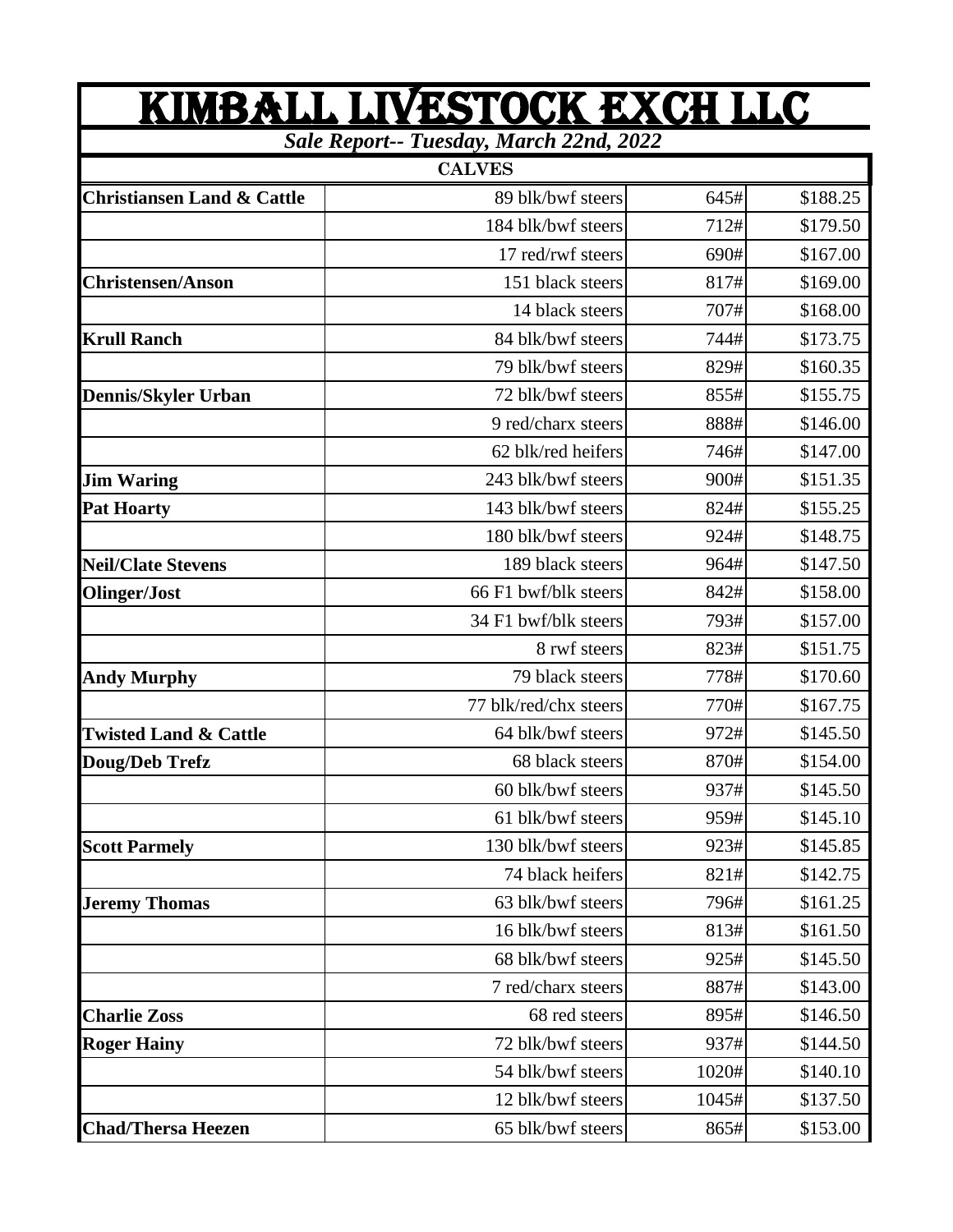# KIMBALL LIVESTOCK EXCH LLC

***Sale Report-- Tuesday, March 22nd, 2022***

| CALVES | | | |
|---|---|---|---|
| **Christiansen Land & Cattle** | 89 blk/bwf steers | 645# | $188.25 |
| | 184 blk/bwf steers | 712# | $179.50 |
| | 17 red/rwf steers | 690# | $167.00 |
| **Christensen/Anson** | 151 black steers | 817# | $169.00 |
| | 14 black steers | 707# | $168.00 |
| **Krull Ranch** | 84 blk/bwf steers | 744# | $173.75 |
| | 79 blk/bwf steers | 829# | $160.35 |
| **Dennis/Skyler Urban** | 72 blk/bwf steers | 855# | $155.75 |
| | 9 red/charx steers | 888# | $146.00 |
| | 62 blk/red heifers | 746# | $147.00 |
| **Jim Waring** | 243 blk/bwf steers | 900# | $151.35 |
| **Pat Hoarty** | 143 blk/bwf steers | 824# | $155.25 |
| | 180 blk/bwf steers | 924# | $148.75 |
| **Neil/Clate Stevens** | 189 black steers | 964# | $147.50 |
| **Olinger/Jost** | 66 F1 bwf/blk steers | 842# | $158.00 |
| | 34 F1 bwf/blk steers | 793# | $157.00 |
| | 8 rwf steers | 823# | $151.75 |
| **Andy Murphy** | 79 black steers | 778# | $170.60 |
| | 77 blk/red/chx steers | 770# | $167.75 |
| **Twisted Land & Cattle** | 64 blk/bwf steers | 972# | $145.50 |
| **Doug/Deb Trefz** | 68 black steers | 870# | $154.00 |
| | 60 blk/bwf steers | 937# | $145.50 |
| | 61 blk/bwf steers | 959# | $145.10 |
| **Scott Parmely** | 130 blk/bwf steers | 923# | $145.85 |
| | 74 black heifers | 821# | $142.75 |
| **Jeremy Thomas** | 63 blk/bwf steers | 796# | $161.25 |
| | 16 blk/bwf steers | 813# | $161.50 |
| | 68 blk/bwf steers | 925# | $145.50 |
| | 7 red/charx steers | 887# | $143.00 |
| **Charlie Zoss** | 68 red steers | 895# | $146.50 |
| **Roger Hainy** | 72 blk/bwf steers | 937# | $144.50 |
| | 54 blk/bwf steers | 1020# | $140.10 |
| | 12 blk/bwf steers | 1045# | $137.50 |
| **Chad/Thersa Heezen** | 65 blk/bwf steers | 865# | $153.00 |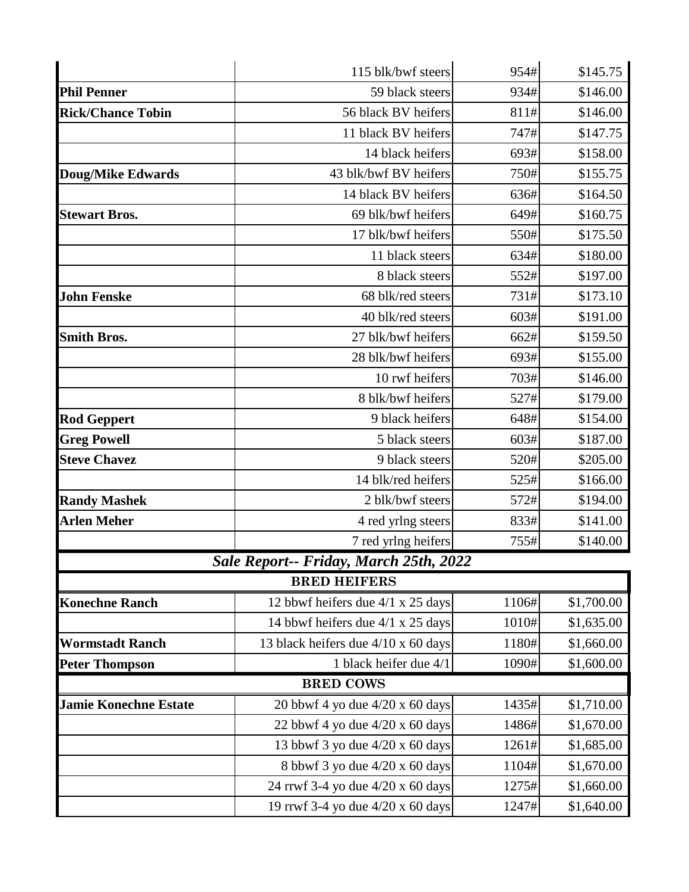| | | | |
|---|---|---|---|
| | 115 blk/bwf steers | 954# | $145.75 |
| **Phil Penner** | 59 black steers | 934# | $146.00 |
| **Rick/Chance Tobin** | 56 black BV heifers | 811# | $146.00 |
| | 11 black BV heifers | 747# | $147.75 |
| | 14 black heifers | 693# | $158.00 |
| **Doug/Mike Edwards** | 43 blk/bwf BV heifers | 750# | $155.75 |
| | 14 black BV heifers | 636# | $164.50 |
| **Stewart Bros.** | 69 blk/bwf heifers | 649# | $160.75 |
| | 17 blk/bwf heifers | 550# | $175.50 |
| | 11 black steers | 634# | $180.00 |
| | 8 black steers | 552# | $197.00 |
| **John Fenske** | 68 blk/red steers | 731# | $173.10 |
| | 40 blk/red steers | 603# | $191.00 |
| **Smith Bros.** | 27 blk/bwf heifers | 662# | $159.50 |
| | 28 blk/bwf heifers | 693# | $155.00 |
| | 10 rwf heifers | 703# | $146.00 |
| | 8 blk/bwf heifers | 527# | $179.00 |
| **Rod Geppert** | 9 black heifers | 648# | $154.00 |
| **Greg Powell** | 5 black steers | 603# | $187.00 |
| **Steve Chavez** | 9 black steers | 520# | $205.00 |
| | 14 blk/red heifers | 525# | $166.00 |
| **Randy Mashek** | 2 blk/bwf steers | 572# | $194.00 |
| **Arlen Meher** | 4 red yrlng steers | 833# | $141.00 |
| | 7 red yrlng heifers | 755# | $140.00 |

## *Sale Report-- Friday, March 25th, 2022*

| **BRED HEIFERS** | | | |
|---|---|---|---|
| **Konechne Ranch** | 12 bbwf heifers due 4/1 x 25 days | 1106# | $1,700.00 |
| | 14 bbwf heifers due 4/1 x 25 days | 1010# | $1,635.00 |
| **Wormstadt Ranch** | 13 black heifers due 4/10 x 60 days | 1180# | $1,660.00 |
| **Peter Thompson** | 1 black heifer due 4/1 | 1090# | $1,600.00 |
| **BRED COWS** | | | |
| **Jamie Konechne Estate** | 20 bbwf 4 yo due 4/20 x 60 days | 1435# | $1,710.00 |
| | 22 bbwf 4 yo due 4/20 x 60 days | 1486# | $1,670.00 |
| | 13 bbwf 3 yo due 4/20 x 60 days | 1261# | $1,685.00 |
| | 8 bbwf 3 yo due 4/20 x 60 days | 1104# | $1,670.00 |
| | 24 rrwf 3-4 yo due 4/20 x 60 days | 1275# | $1,660.00 |
| | 19 rrwf 3-4 yo due 4/20 x 60 days | 1247# | $1,640.00 |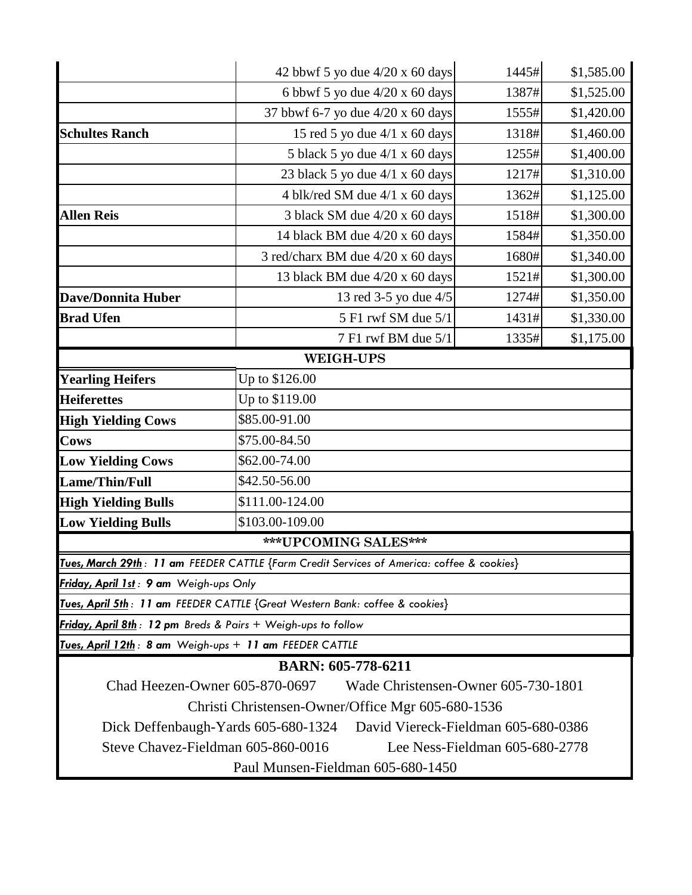| | | | |
|---|---|---|---|
| | 42 bbwf 5 yo due 4/20 x 60 days | 1445# | $1,585.00 |
| | 6 bbwf 5 yo due 4/20 x 60 days | 1387# | $1,525.00 |
| | 37 bbwf 6-7 yo due 4/20 x 60 days | 1555# | $1,420.00 |
| **Schultes Ranch** | 15 red 5 yo due 4/1 x 60 days | 1318# | $1,460.00 |
| | 5 black 5 yo due 4/1 x 60 days | 1255# | $1,400.00 |
| | 23 black 5 yo due 4/1 x 60 days | 1217# | $1,310.00 |
| | 4 blk/red SM due 4/1 x 60 days | 1362# | $1,125.00 |
| **Allen Reis** | 3 black SM due 4/20 x 60 days | 1518# | $1,300.00 |
| | 14 black BM due 4/20 x 60 days | 1584# | $1,350.00 |
| | 3 red/charx BM due 4/20 x 60 days | 1680# | $1,340.00 |
| | 13 black BM due 4/20 x 60 days | 1521# | $1,300.00 |
| **Dave/Donnita Huber** | 13 red 3-5 yo due 4/5 | 1274# | $1,350.00 |
| **Brad Ufen** | 5 F1 rwf SM due 5/1 | 1431# | $1,330.00 |
| | 7 F1 rwf BM due 5/1 | 1335# | $1,175.00 |

## WEIGH-UPS

| | |
|---|---|
| **Yearling Heifers** | Up to $126.00 |
| **Heiferettes** | Up to $119.00 |
| **High Yielding Cows** | $85.00-91.00 |
| **Cows** | $75.00-84.50 |
| **Low Yielding Cows** | $62.00-74.00 |
| **Lame/Thin/Full** | $42.50-56.00 |
| **High Yielding Bulls** | $111.00-124.00 |
| **Low Yielding Bulls** | $103.00-109.00 |

## ***UPCOMING SALES***

*__Tues, March 29th__: **11 am** FEEDER CATTLE {Farm Credit Services of America: coffee & cookies}*

*__Friday, April 1st__: **9 am** Weigh-ups Only*

*__Tues, April 5th__: **11 am** FEEDER CATTLE {Great Western Bank: coffee & cookies}*

*__Friday, April 8th__: **12 pm** Breds & Pairs + Weigh-ups to follow*

*__Tues, April 12th__: **8 am** Weigh-ups + **11 am** FEEDER CATTLE*

**BARN: 605-778-6211**

Chad Heezen-Owner 605-870-0697 Wade Christensen-Owner 605-730-1801

Christi Christensen-Owner/Office Mgr 605-680-1536

Dick Deffenbaugh-Yards 605-680-1324 David Viereck-Fieldman 605-680-0386

Steve Chavez-Fieldman 605-860-0016 Lee Ness-Fieldman 605-680-2778

Paul Munsen-Fieldman 605-680-1450